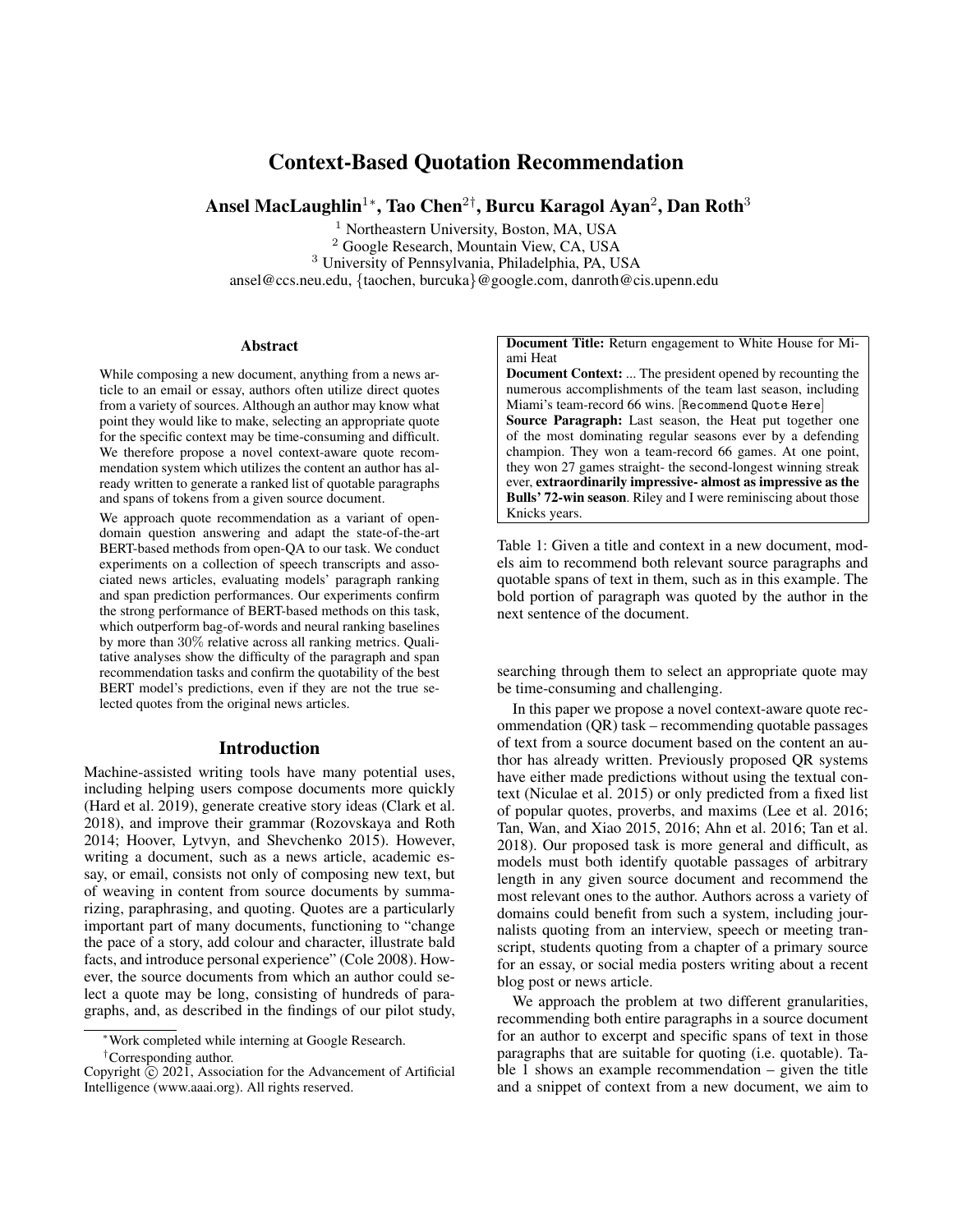# Context-Based Quotation Recommendation

**Ansel MacLaughlin[1*], Tao Chen[2†], Burcu Karagol Ayan[2], Dan Roth[3]**

[1] Northeastern University, Boston, MA, USA
[2] Google Research, Mountain View, CA, USA
[3] University of Pennsylvania, Philadelphia, PA, USA
ansel@ccs.neu.edu, {taochen, burcuka}@google.com, danroth@cis.upenn.edu

## Abstract

While composing a new document, anything from a news article to an email or essay, authors often utilize direct quotes from a variety of sources. Although an author may know what point they would like to make, selecting an appropriate quote for the specific context may be time-consuming and difficult. We therefore propose a novel context-aware quote recommendation system which utilizes the content an author has already written to generate a ranked list of quotable paragraphs and spans of tokens from a given source document.

We approach quote recommendation as a variant of open-domain question answering and adapt the state-of-the-art BERT-based methods from open-QA to our task. We conduct experiments on a collection of speech transcripts and associated news articles, evaluating models' paragraph ranking and span prediction performances. Our experiments confirm the strong performance of BERT-based methods on this task, which outperform bag-of-words and neural ranking baselines by more than 30% relative across all ranking metrics. Qualitative analyses show the difficulty of the paragraph and span recommendation tasks and confirm the quotability of the best BERT model's predictions, even if they are not the true selected quotes from the original news articles.

## Introduction

Machine-assisted writing tools have many potential uses, including helping users compose documents more quickly (Hard et al. 2019), generate creative story ideas (Clark et al. 2018), and improve their grammar (Rozovskaya and Roth 2014; Hoover, Lytvyn, and Shevchenko 2015). However, writing a document, such as a news article, academic essay, or email, consists not only of composing new text, but of weaving in content from source documents by summarizing, paraphrasing, and quoting. Quotes are a particularly important part of many documents, functioning to "change the pace of a story, add colour and character, illustrate bald facts, and introduce personal experience" (Cole 2008). However, the source documents from which an author could select a quote may be long, consisting of hundreds of paragraphs, and, as described in the findings of our pilot study, searching through them to select an appropriate quote may be time-consuming and challenging.

| |
|---|
| **Document Title:** Return engagement to White House for Miami Heat<br>**Document Context:** ... The president opened by recounting the numerous accomplishments of the team last season, including Miami's team-record 66 wins. [Recommend Quote Here]<br>**Source Paragraph:** Last season, the Heat put together one of the most dominating regular seasons ever by a defending champion. They won a team-record 66 games. At one point, they won 27 games straight- the second-longest winning streak ever, **extraordinarily impressive- almost as impressive as the Bulls' 72-win season**. Riley and I were reminiscing about those Knicks years. |

Table 1: Given a title and context in a new document, models aim to recommend both relevant source paragraphs and quotable spans of text in them, such as in this example. The bold portion of paragraph was quoted by the author in the next sentence of the document.

In this paper we propose a novel context-aware quote recommendation (QR) task – recommending quotable passages of text from a source document based on the content an author has already written. Previously proposed QR systems have either made predictions without using the textual context (Niculae et al. 2015) or only predicted from a fixed list of popular quotes, proverbs, and maxims (Lee et al. 2016; Tan, Wan, and Xiao 2015, 2016; Ahn et al. 2016; Tan et al. 2018). Our proposed task is more general and difficult, as models must both identify quotable passages of arbitrary length in any given source document and recommend the most relevant ones to the author. Authors across a variety of domains could benefit from such a system, including journalists quoting from an interview, speech or meeting transcript, students quoting from a chapter of a primary source for an essay, or social media posters writing about a recent blog post or news article.

We approach the problem at two different granularities, recommending both entire paragraphs in a source document for an author to excerpt and specific spans of text in those paragraphs that are suitable for quoting (i.e. quotable). Table 1 shows an example recommendation – given the title and a snippet of context from a new document, we aim to

*Work completed while interning at Google Research.
†Corresponding author.
Copyright © 2021, Association for the Advancement of Artificial Intelligence (www.aaai.org). All rights reserved.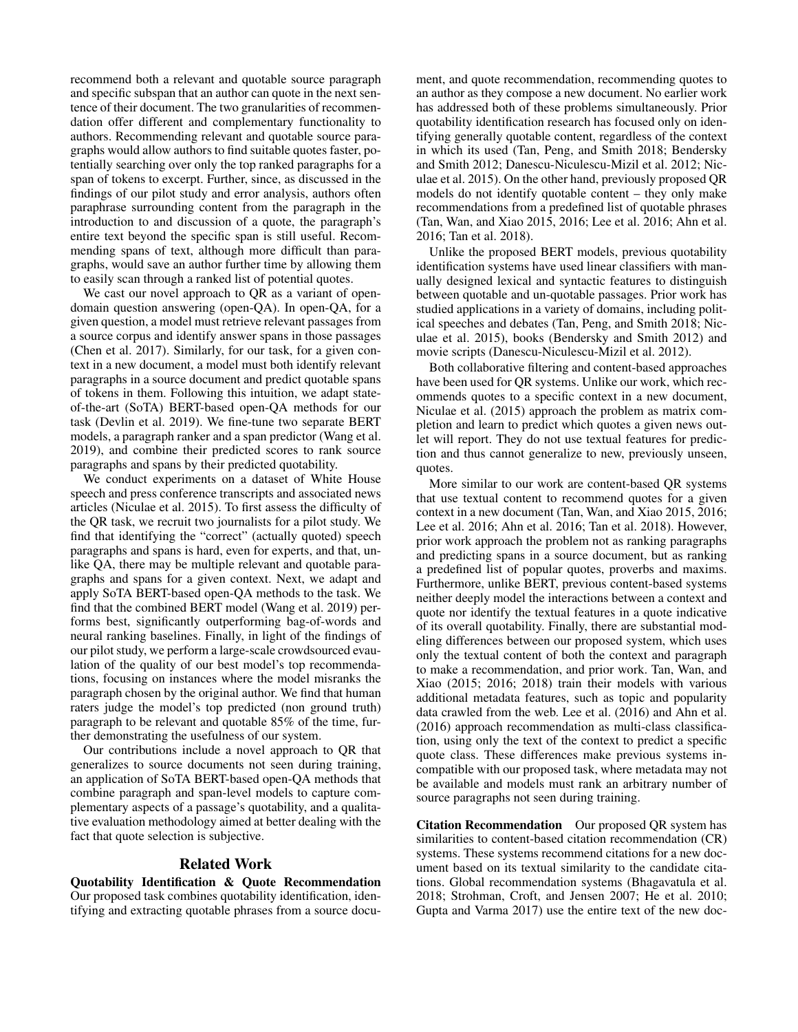recommend both a relevant and quotable source paragraph and specific subspan that an author can quote in the next sentence of their document. The two granularities of recommendation offer different and complementary functionality to authors. Recommending relevant and quotable source paragraphs would allow authors to find suitable quotes faster, potentially searching over only the top ranked paragraphs for a span of tokens to excerpt. Further, since, as discussed in the findings of our pilot study and error analysis, authors often paraphrase surrounding content from the paragraph in the introduction to and discussion of a quote, the paragraph's entire text beyond the specific span is still useful. Recommending spans of text, although more difficult than paragraphs, would save an author further time by allowing them to easily scan through a ranked list of potential quotes.

We cast our novel approach to QR as a variant of open-domain question answering (open-QA). In open-QA, for a given question, a model must retrieve relevant passages from a source corpus and identify answer spans in those passages (Chen et al. 2017). Similarly, for our task, for a given context in a new document, a model must both identify relevant paragraphs in a source document and predict quotable spans of tokens in them. Following this intuition, we adapt state-of-the-art (SoTA) BERT-based open-QA methods for our task (Devlin et al. 2019). We fine-tune two separate BERT models, a paragraph ranker and a span predictor (Wang et al. 2019), and combine their predicted scores to rank source paragraphs and spans by their predicted quotability.

We conduct experiments on a dataset of White House speech and press conference transcripts and associated news articles (Niculae et al. 2015). To first assess the difficulty of the QR task, we recruit two journalists for a pilot study. We find that identifying the "correct" (actually quoted) speech paragraphs and spans is hard, even for experts, and that, unlike QA, there may be multiple relevant and quotable paragraphs and spans for a given context. Next, we adapt and apply SoTA BERT-based open-QA methods to the task. We find that the combined BERT model (Wang et al. 2019) performs best, significantly outperforming bag-of-words and neural ranking baselines. Finally, in light of the findings of our pilot study, we perform a large-scale crowdsourced evaluation of the quality of our best model's top recommendations, focusing on instances where the model misranks the paragraph chosen by the original author. We find that human raters judge the model's top predicted (non ground truth) paragraph to be relevant and quotable 85% of the time, further demonstrating the usefulness of our system.

Our contributions include a novel approach to QR that generalizes to source documents not seen during training, an application of SoTA BERT-based open-QA methods that combine paragraph and span-level models to capture complementary aspects of a passage's quotability, and a qualitative evaluation methodology aimed at better dealing with the fact that quote selection is subjective.

## Related Work

**Quotability Identification & Quote Recommendation** Our proposed task combines quotability identification, identifying and extracting quotable phrases from a source document, and quote recommendation, recommending quotes to an author as they compose a new document. No earlier work has addressed both of these problems simultaneously. Prior quotability identification research has focused only on identifying generally quotable content, regardless of the context in which its used (Tan, Peng, and Smith 2018; Bendersky and Smith 2012; Danescu-Niculescu-Mizil et al. 2012; Niculae et al. 2015). On the other hand, previously proposed QR models do not identify quotable content – they only make recommendations from a predefined list of quotable phrases (Tan, Wan, and Xiao 2015, 2016; Lee et al. 2016; Ahn et al. 2016; Tan et al. 2018).

Unlike the proposed BERT models, previous quotability identification systems have used linear classifiers with manually designed lexical and syntactic features to distinguish between quotable and un-quotable passages. Prior work has studied applications in a variety of domains, including political speeches and debates (Tan, Peng, and Smith 2018; Niculae et al. 2015), books (Bendersky and Smith 2012) and movie scripts (Danescu-Niculescu-Mizil et al. 2012).

Both collaborative filtering and content-based approaches have been used for QR systems. Unlike our work, which recommends quotes to a specific context in a new document, Niculae et al. (2015) approach the problem as matrix completion and learn to predict which quotes a given news outlet will report. They do not use textual features for prediction and thus cannot generalize to new, previously unseen, quotes.

More similar to our work are content-based QR systems that use textual content to recommend quotes for a given context in a new document (Tan, Wan, and Xiao 2015, 2016; Lee et al. 2016; Ahn et al. 2016; Tan et al. 2018). However, prior work approach the problem not as ranking paragraphs and predicting spans in a source document, but as ranking a predefined list of popular quotes, proverbs and maxims. Furthermore, unlike BERT, previous content-based systems neither deeply model the interactions between a context and quote nor identify the textual features in a quote indicative of its overall quotability. Finally, there are substantial modeling differences between our proposed system, which uses only the textual content of both the context and paragraph to make a recommendation, and prior work. Tan, Wan, and Xiao (2015; 2016; 2018) train their models with various additional metadata features, such as topic and popularity data crawled from the web. Lee et al. (2016) and Ahn et al. (2016) approach recommendation as multi-class classification, using only the text of the context to predict a specific quote class. These differences make previous systems incompatible with our proposed task, where metadata may not be available and models must rank an arbitrary number of source paragraphs not seen during training.

**Citation Recommendation** Our proposed QR system has similarities to content-based citation recommendation (CR) systems. These systems recommend citations for a new document based on its textual similarity to the candidate citations. Global recommendation systems (Bhagavatula et al. 2018; Strohman, Croft, and Jensen 2007; He et al. 2010; Gupta and Varma 2017) use the entire text of the new doc-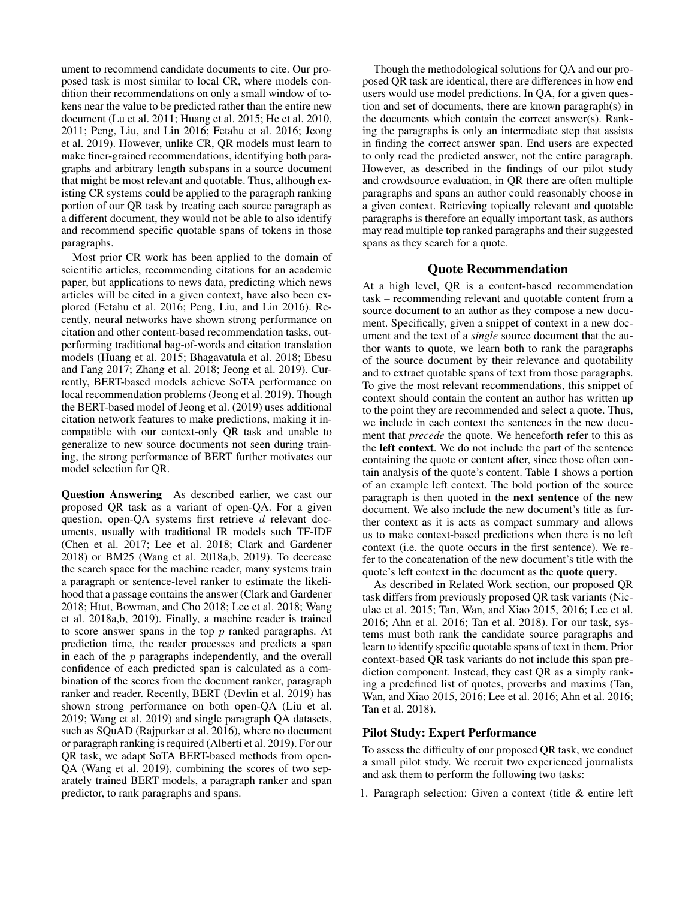ument to recommend candidate documents to cite. Our proposed task is most similar to local CR, where models condition their recommendations on only a small window of tokens near the value to be predicted rather than the entire new document (Lu et al. 2011; Huang et al. 2015; He et al. 2010, 2011; Peng, Liu, and Lin 2016; Fetahu et al. 2016; Jeong et al. 2019). However, unlike CR, QR models must learn to make finer-grained recommendations, identifying both paragraphs and arbitrary length subspans in a source document that might be most relevant and quotable. Thus, although existing CR systems could be applied to the paragraph ranking portion of our QR task by treating each source paragraph as a different document, they would not be able to also identify and recommend specific quotable spans of tokens in those paragraphs.

Most prior CR work has been applied to the domain of scientific articles, recommending citations for an academic paper, but applications to news data, predicting which news articles will be cited in a given context, have also been explored (Fetahu et al. 2016; Peng, Liu, and Lin 2016). Recently, neural networks have shown strong performance on citation and other content-based recommendation tasks, outperforming traditional bag-of-words and citation translation models (Huang et al. 2015; Bhagavatula et al. 2018; Ebesu and Fang 2017; Zhang et al. 2018; Jeong et al. 2019). Currently, BERT-based models achieve SoTA performance on local recommendation problems (Jeong et al. 2019). Though the BERT-based model of Jeong et al. (2019) uses additional citation network features to make predictions, making it incompatible with our context-only QR task and unable to generalize to new source documents not seen during training, the strong performance of BERT further motivates our model selection for QR.

**Question Answering** As described earlier, we cast our proposed QR task as a variant of open-QA. For a given question, open-QA systems first retrieve $d$ relevant documents, usually with traditional IR models such TF-IDF (Chen et al. 2017; Lee et al. 2018; Clark and Gardener 2018) or BM25 (Wang et al. 2018a,b, 2019). To decrease the search space for the machine reader, many systems train a paragraph or sentence-level ranker to estimate the likelihood that a passage contains the answer (Clark and Gardener 2018; Htut, Bowman, and Cho 2018; Lee et al. 2018; Wang et al. 2018a,b, 2019). Finally, a machine reader is trained to score answer spans in the top $p$ ranked paragraphs. At prediction time, the reader processes and predicts a span in each of the $p$ paragraphs independently, and the overall confidence of each predicted span is calculated as a combination of the scores from the document ranker, paragraph ranker and reader. Recently, BERT (Devlin et al. 2019) has shown strong performance on both open-QA (Liu et al. 2019; Wang et al. 2019) and single paragraph QA datasets, such as SQuAD (Rajpurkar et al. 2016), where no document or paragraph ranking is required (Alberti et al. 2019). For our QR task, we adapt SoTA BERT-based methods from open-QA (Wang et al. 2019), combining the scores of two separately trained BERT models, a paragraph ranker and span predictor, to rank paragraphs and spans.

Though the methodological solutions for QA and our proposed QR task are identical, there are differences in how end users would use model predictions. In QA, for a given question and set of documents, there are known paragraph(s) in the documents which contain the correct answer(s). Ranking the paragraphs is only an intermediate step that assists in finding the correct answer span. End users are expected to only read the predicted answer, not the entire paragraph. However, as described in the findings of our pilot study and crowdsource evaluation, in QR there are often multiple paragraphs and spans an author could reasonably choose in a given context. Retrieving topically relevant and quotable paragraphs is therefore an equally important task, as authors may read multiple top ranked paragraphs and their suggested spans as they search for a quote.

## Quote Recommendation

At a high level, QR is a content-based recommendation task – recommending relevant and quotable content from a source document to an author as they compose a new document. Specifically, given a snippet of context in a new document and the text of a *single* source document that the author wants to quote, we learn both to rank the paragraphs of the source document by their relevance and quotability and to extract quotable spans of text from those paragraphs. To give the most relevant recommendations, this snippet of context should contain the content an author has written up to the point they are recommended and select a quote. Thus, we include in each context the sentences in the new document that *precede* the quote. We henceforth refer to this as the **left context**. We do not include the part of the sentence containing the quote or content after, since those often contain analysis of the quote's content. Table 1 shows a portion of an example left context. The bold portion of the source paragraph is then quoted in the **next sentence** of the new document. We also include the new document's title as further context as it is acts as compact summary and allows us to make context-based predictions when there is no left context (i.e. the quote occurs in the first sentence). We refer to the concatenation of the new document's title with the quote's left context in the document as the **quote query**.

As described in Related Work section, our proposed QR task differs from previously proposed QR task variants (Niculae et al. 2015; Tan, Wan, and Xiao 2015, 2016; Lee et al. 2016; Ahn et al. 2016; Tan et al. 2018). For our task, systems must both rank the candidate source paragraphs and learn to identify specific quotable spans of text in them. Prior context-based QR task variants do not include this span prediction component. Instead, they cast QR as a simply ranking a predefined list of quotes, proverbs and maxims (Tan, Wan, and Xiao 2015, 2016; Lee et al. 2016; Ahn et al. 2016; Tan et al. 2018).

### Pilot Study: Expert Performance

To assess the difficulty of our proposed QR task, we conduct a small pilot study. We recruit two experienced journalists and ask them to perform the following two tasks:

1. Paragraph selection: Given a context (title & entire left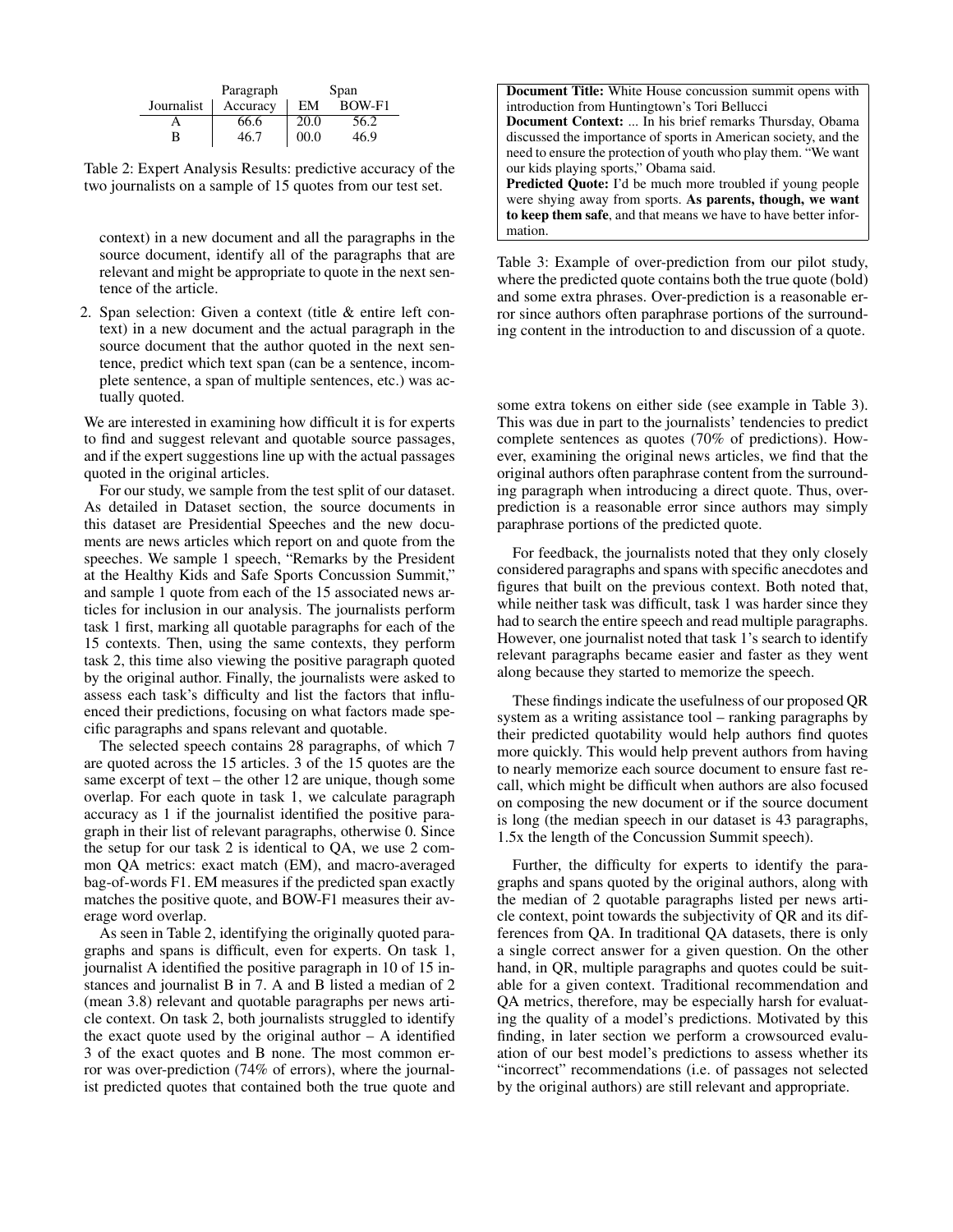| | Paragraph | Span | |
|---|---|---|---|
| Journalist | Accuracy | EM | BOW-F1 |
| A | 66.6 | 20.0 | 56.2 |
| B | 46.7 | 00.0 | 46.9 |

Table 2: Expert Analysis Results: predictive accuracy of the two journalists on a sample of 15 quotes from our test set.

context) in a new document and all the paragraphs in the source document, identify all of the paragraphs that are relevant and might be appropriate to quote in the next sentence of the article.

2. Span selection: Given a context (title & entire left context) in a new document and the actual paragraph in the source document that the author quoted in the next sentence, predict which text span (can be a sentence, incomplete sentence, a span of multiple sentences, etc.) was actually quoted.

We are interested in examining how difficult it is for experts to find and suggest relevant and quotable source passages, and if the expert suggestions line up with the actual passages quoted in the original articles.

For our study, we sample from the test split of our dataset. As detailed in Dataset section, the source documents in this dataset are Presidential Speeches and the new documents are news articles which report on and quote from the speeches. We sample 1 speech, "Remarks by the President at the Healthy Kids and Safe Sports Concussion Summit," and sample 1 quote from each of the 15 associated news articles for inclusion in our analysis. The journalists perform task 1 first, marking all quotable paragraphs for each of the 15 contexts. Then, using the same contexts, they perform task 2, this time also viewing the positive paragraph quoted by the original author. Finally, the journalists were asked to assess each task's difficulty and list the factors that influenced their predictions, focusing on what factors made specific paragraphs and spans relevant and quotable.

The selected speech contains 28 paragraphs, of which 7 are quoted across the 15 articles. 3 of the 15 quotes are the same excerpt of text – the other 12 are unique, though some overlap. For each quote in task 1, we calculate paragraph accuracy as 1 if the journalist identified the positive paragraph in their list of relevant paragraphs, otherwise 0. Since the setup for our task 2 is identical to QA, we use 2 common QA metrics: exact match (EM), and macro-averaged bag-of-words F1. EM measures if the predicted span exactly matches the positive quote, and BOW-F1 measures their average word overlap.

As seen in Table 2, identifying the originally quoted paragraphs and spans is difficult, even for experts. On task 1, journalist A identified the positive paragraph in 10 of 15 instances and journalist B in 7. A and B listed a median of 2 (mean 3.8) relevant and quotable paragraphs per news article context. On task 2, both journalists struggled to identify the exact quote used by the original author – A identified 3 of the exact quotes and B none. The most common error was over-prediction (74% of errors), where the journalist predicted quotes that contained both the true quote and some extra tokens on either side (see example in Table 3). This was due in part to the journalists' tendencies to predict complete sentences as quotes (70% of predictions). However, examining the original news articles, we find that the original authors often paraphrase content from the surrounding paragraph when introducing a direct quote. Thus, over-prediction is a reasonable error since authors may simply paraphrase portions of the predicted quote.

| |
|---|
| **Document Title:** White House concussion summit opens with introduction from Huntingtown's Tori Bellucci<br>**Document Context:** ... In his brief remarks Thursday, Obama discussed the importance of sports in American society, and the need to ensure the protection of youth who play them. "We want our kids playing sports," Obama said.<br>**Predicted Quote:** I'd be much more troubled if young people were shying away from sports. **As parents, though, we want to keep them safe**, and that means we have to have better information. |

Table 3: Example of over-prediction from our pilot study, where the predicted quote contains both the true quote (bold) and some extra phrases. Over-prediction is a reasonable error since authors often paraphrase portions of the surrounding content in the introduction to and discussion of a quote.

For feedback, the journalists noted that they only closely considered paragraphs and spans with specific anecdotes and figures that built on the previous context. Both noted that, while neither task was difficult, task 1 was harder since they had to search the entire speech and read multiple paragraphs. However, one journalist noted that task 1's search to identify relevant paragraphs became easier and faster as they went along because they started to memorize the speech.

These findings indicate the usefulness of our proposed QR system as a writing assistance tool – ranking paragraphs by their predicted quotability would help authors find quotes more quickly. This would help prevent authors from having to nearly memorize each source document to ensure fast recall, which might be difficult when authors are also focused on composing the new document or if the source document is long (the median speech in our dataset is 43 paragraphs, 1.5x the length of the Concussion Summit speech).

Further, the difficulty for experts to identify the paragraphs and spans quoted by the original authors, along with the median of 2 quotable paragraphs listed per news article context, point towards the subjectivity of QR and its differences from QA. In traditional QA datasets, there is only a single correct answer for a given question. On the other hand, in QR, multiple paragraphs and quotes could be suitable for a given context. Traditional recommendation and QA metrics, therefore, may be especially harsh for evaluating the quality of a model's predictions. Motivated by this finding, in later section we perform a crowsourced evaluation of our best model's predictions to assess whether its "incorrect" recommendations (i.e. of passages not selected by the original authors) are still relevant and appropriate.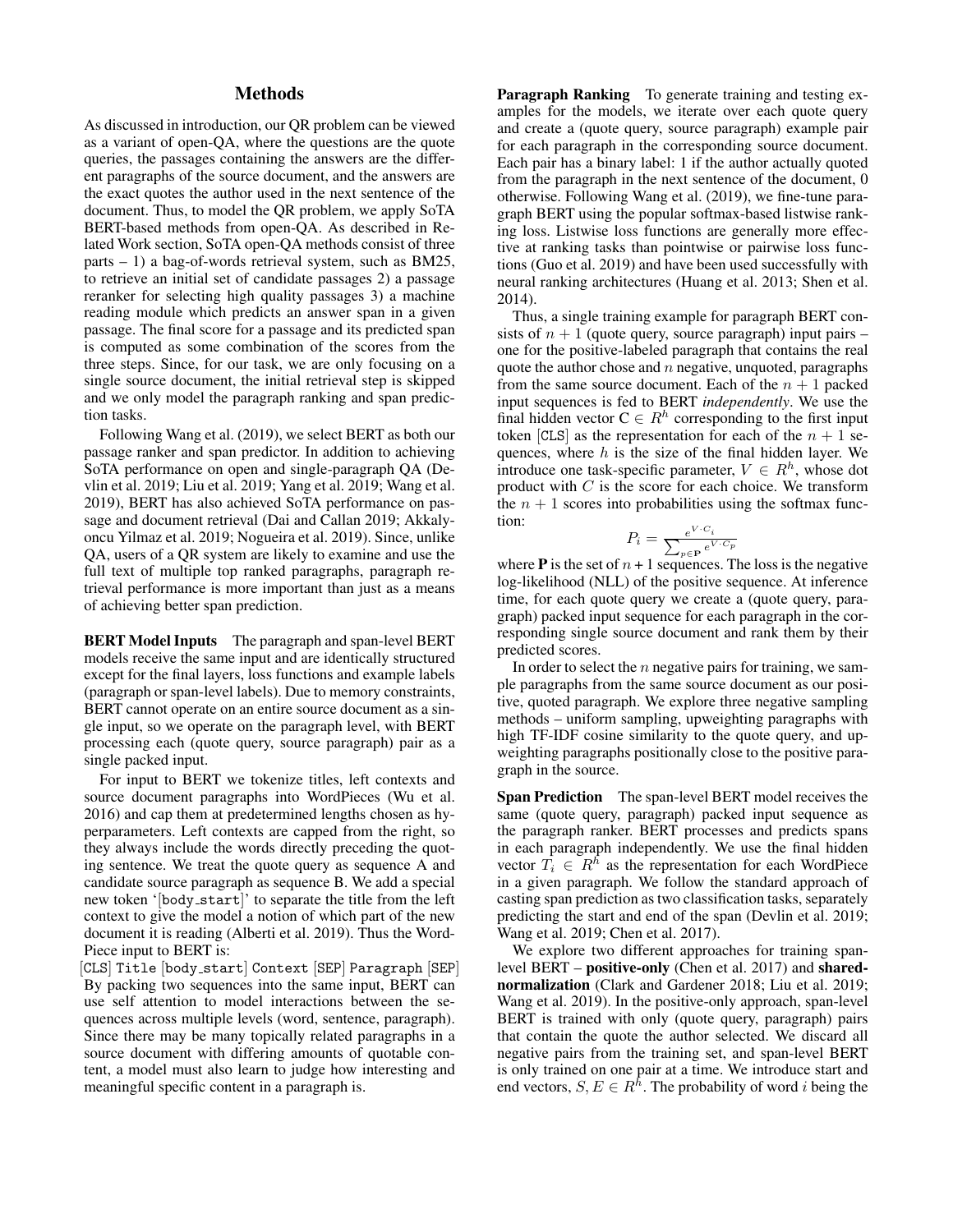## Methods

As discussed in introduction, our QR problem can be viewed as a variant of open-QA, where the questions are the quote queries, the passages containing the answers are the different paragraphs of the source document, and the answers are the exact quotes the author used in the next sentence of the document. Thus, to model the QR problem, we apply SoTA BERT-based methods from open-QA. As described in Related Work section, SoTA open-QA methods consist of three parts – 1) a bag-of-words retrieval system, such as BM25, to retrieve an initial set of candidate passages 2) a passage reranker for selecting high quality passages 3) a machine reading module which predicts an answer span in a given passage. The final score for a passage and its predicted span is computed as some combination of the scores from the three steps. Since, for our task, we are only focusing on a single source document, the initial retrieval step is skipped and we only model the paragraph ranking and span prediction tasks.

Following Wang et al. (2019), we select BERT as both our passage ranker and span predictor. In addition to achieving SoTA performance on open and single-paragraph QA (Devlin et al. 2019; Liu et al. 2019; Yang et al. 2019; Wang et al. 2019), BERT has also achieved SoTA performance on passage and document retrieval (Dai and Callan 2019; Akkalyoncu Yilmaz et al. 2019; Nogueira et al. 2019). Since, unlike QA, users of a QR system are likely to examine and use the full text of multiple top ranked paragraphs, paragraph retrieval performance is more important than just as a means of achieving better span prediction.

**BERT Model Inputs** The paragraph and span-level BERT models receive the same input and are identically structured except for the final layers, loss functions and example labels (paragraph or span-level labels). Due to memory constraints, BERT cannot operate on an entire source document as a single input, so we operate on the paragraph level, with BERT processing each (quote query, source paragraph) pair as a single packed input.

For input to BERT we tokenize titles, left contexts and source document paragraphs into WordPieces (Wu et al. 2016) and cap them at predetermined lengths chosen as hyperparameters. Left contexts are capped from the right, so they always include the words directly preceding the quoting sentence. We treat the quote query as sequence A and candidate source paragraph as sequence B. We add a special new token '[body_start]' to separate the title from the left context to give the model a notion of which part of the new document it is reading (Alberti et al. 2019). Thus the WordPiece input to BERT is:

[CLS] Title [body_start] Context [SEP] Paragraph [SEP]

By packing two sequences into the same input, BERT can use self attention to model interactions between the sequences across multiple levels (word, sentence, paragraph). Since there may be many topically related paragraphs in a source document with differing amounts of quotable content, a model must also learn to judge how interesting and meaningful specific content in a paragraph is.

**Paragraph Ranking** To generate training and testing examples for the models, we iterate over each quote query and create a (quote query, source paragraph) example pair for each paragraph in the corresponding source document. Each pair has a binary label: 1 if the author actually quoted from the paragraph in the next sentence of the document, 0 otherwise. Following Wang et al. (2019), we fine-tune paragraph BERT using the popular softmax-based listwise ranking loss. Listwise loss functions are generally more effective at ranking tasks than pointwise or pairwise loss functions (Guo et al. 2019) and have been used successfully with neural ranking architectures (Huang et al. 2013; Shen et al. 2014).

Thus, a single training example for paragraph BERT consists of $n + 1$ (quote query, source paragraph) input pairs – one for the positive-labeled paragraph that contains the real quote the author chose and $n$ negative, unquoted, paragraphs from the same source document. Each of the $n + 1$ packed input sequences is fed to BERT *independently*. We use the final hidden vector $C \in R^h$ corresponding to the first input token [CLS] as the representation for each of the $n + 1$ sequences, where $h$ is the size of the final hidden layer. We introduce one task-specific parameter, $V \in R^h$, whose dot product with $C$ is the score for each choice. We transform the $n + 1$ scores into probabilities using the softmax function:

$$P_i = \frac{e^{V \cdot C_i}}{\sum_{p \in \mathbf{P}} e^{V \cdot C_p}}$$

where $\mathbf{P}$ is the set of $n + 1$ sequences. The loss is the negative log-likelihood (NLL) of the positive sequence. At inference time, for each quote query we create a (quote query, paragraph) packed input sequence for each paragraph in the corresponding single source document and rank them by their predicted scores.

In order to select the $n$ negative pairs for training, we sample paragraphs from the same source document as our positive, quoted paragraph. We explore three negative sampling methods – uniform sampling, upweighting paragraphs with high TF-IDF cosine similarity to the quote query, and upweighting paragraphs positionally close to the positive paragraph in the source.

**Span Prediction** The span-level BERT model receives the same (quote query, paragraph) packed input sequence as the paragraph ranker. BERT processes and predicts spans in each paragraph independently. We use the final hidden vector $T_i \in R^h$ as the representation for each WordPiece in a given paragraph. We follow the standard approach of casting span prediction as two classification tasks, separately predicting the start and end of the span (Devlin et al. 2019; Wang et al. 2019; Chen et al. 2017).

We explore two different approaches for training span-level BERT – **positive-only** (Chen et al. 2017) and **shared-normalization** (Clark and Gardener 2018; Liu et al. 2019; Wang et al. 2019). In the positive-only approach, span-level BERT is trained with only (quote query, paragraph) pairs that contain the quote the author selected. We discard all negative pairs from the training set, and span-level BERT is only trained on one pair at a time. We introduce start and end vectors, $S, E \in R^h$. The probability of word $i$ being the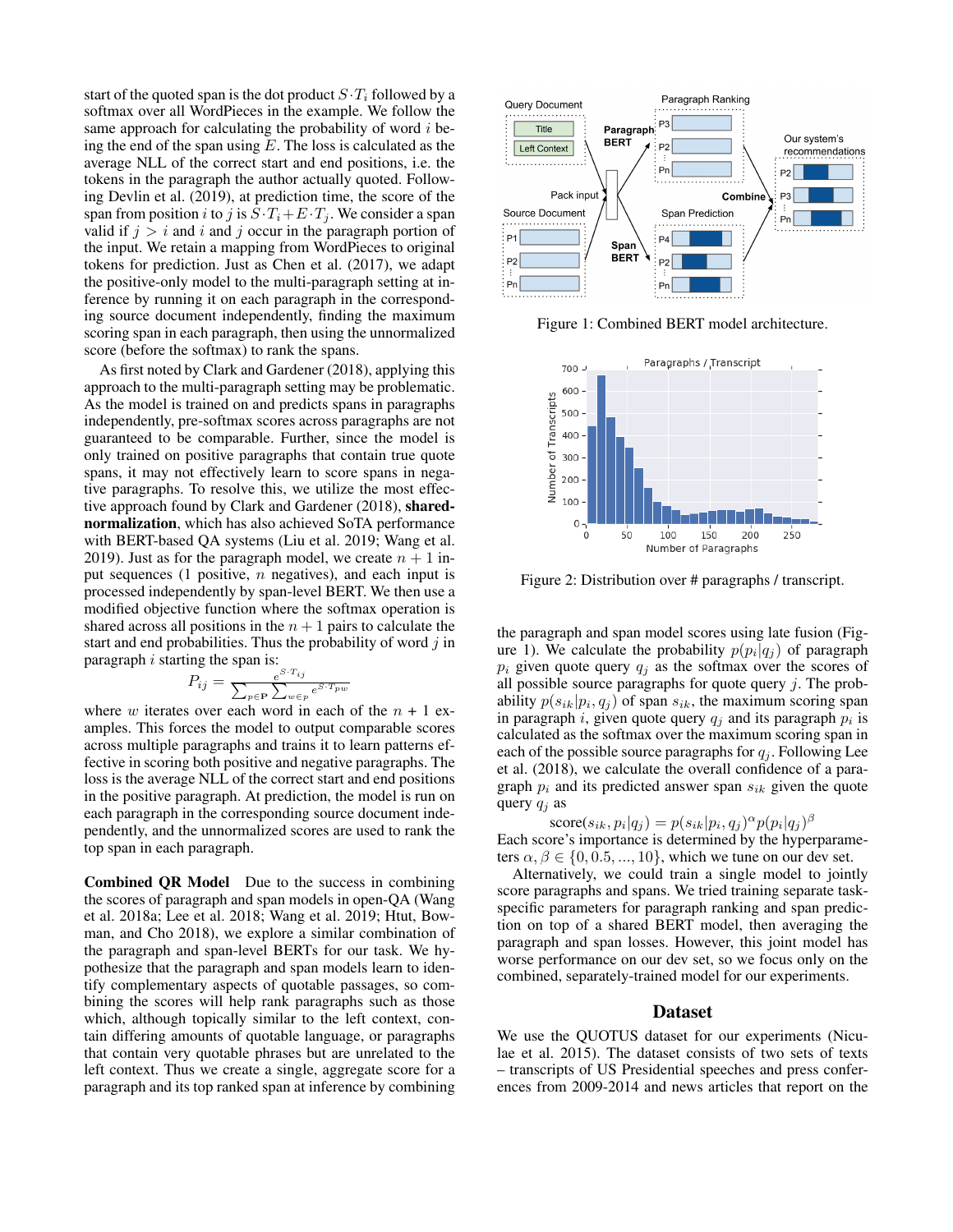start of the quoted span is the dot product $S \cdot T_i$ followed by a softmax over all WordPieces in the example. We follow the same approach for calculating the probability of word $i$ being the end of the span using $E$. The loss is calculated as the average NLL of the correct start and end positions, i.e. the tokens in the paragraph the author actually quoted. Following Devlin et al. (2019), at prediction time, the score of the span from position $i$ to $j$ is $S \cdot T_i + E \cdot T_j$. We consider a span valid if $j > i$ and $i$ and $j$ occur in the paragraph portion of the input. We retain a mapping from WordPieces to original tokens for prediction. Just as Chen et al. (2017), we adapt the positive-only model to the multi-paragraph setting at inference by running it on each paragraph in the corresponding source document independently, finding the maximum scoring span in each paragraph, then using the unnormalized score (before the softmax) to rank the spans.

As first noted by Clark and Gardener (2018), applying this approach to the multi-paragraph setting may be problematic. As the model is trained on and predicts spans in paragraphs independently, pre-softmax scores across paragraphs are not guaranteed to be comparable. Further, since the model is only trained on positive paragraphs that contain true quote spans, it may not effectively learn to score spans in negative paragraphs. To resolve this, we utilize the most effective approach found by Clark and Gardener (2018), **shared-normalization**, which has also achieved SoTA performance with BERT-based QA systems (Liu et al. 2019; Wang et al. 2019). Just as for the paragraph model, we create $n + 1$ input sequences (1 positive, $n$ negatives), and each input is processed independently by span-level BERT. We then use a modified objective function where the softmax operation is shared across all positions in the $n + 1$ pairs to calculate the start and end probabilities. Thus the probability of word $j$ in paragraph $i$ starting the span is:

$$P_{ij} = \frac{e^{S \cdot T_{ij}}}{\sum_{p \in \mathbf{P}} \sum_{w \in p} e^{S \cdot T_{pw}}}$$

where $w$ iterates over each word in each of the $n$ + 1 examples. This forces the model to output comparable scores across multiple paragraphs and trains it to learn patterns effective in scoring both positive and negative paragraphs. The loss is the average NLL of the correct start and end positions in the positive paragraph. At prediction, the model is run on each paragraph in the corresponding source document independently, and the unnormalized scores are used to rank the top span in each paragraph.

**Combined QR Model** Due to the success in combining the scores of paragraph and span models in open-QA (Wang et al. 2018a; Lee et al. 2018; Wang et al. 2019; Htut, Bowman, and Cho 2018), we explore a similar combination of the paragraph and span-level BERTs for our task. We hypothesize that the paragraph and span models learn to identify complementary aspects of quotable passages, so combining the scores will help rank paragraphs such as those which, although topically similar to the left context, contain differing amounts of quotable language, or paragraphs that contain very quotable phrases but are unrelated to the left context. Thus we create a single, aggregate score for a paragraph and its top ranked span at inference by combining the paragraph and span model scores using late fusion (Figure 1). We calculate the probability $p(p_i|q_j)$ of paragraph $p_i$ given quote query $q_j$ as the softmax over the scores of all possible source paragraphs for quote query $j$. The probability $p(s_{ik}|p_i, q_j)$ of span $s_{ik}$, the maximum scoring span in paragraph $i$, given quote query $q_j$ and its paragraph $p_i$ is calculated as the softmax over the maximum scoring span in each of the possible source paragraphs for $q_j$. Following Lee et al. (2018), we calculate the overall confidence of a paragraph $p_i$ and its predicted answer span $s_{ik}$ given the quote query $q_j$ as

$$\text{score}(s_{ik}, p_i|q_j) = p(s_{ik}|p_i, q_j)^{\alpha} p(p_i|q_j)^{\beta}$$

Each score's importance is determined by the hyperparameters $\alpha, \beta \in \{0, 0.5, ..., 10\}$, which we tune on our dev set.

Alternatively, we could train a single model to jointly score paragraphs and spans. We tried training separate task-specific parameters for paragraph ranking and span prediction on top of a shared BERT model, then averaging the paragraph and span losses. However, this joint model has worse performance on our dev set, so we focus only on the combined, separately-trained model for our experiments.

Figure 1: Combined BERT model architecture.

Figure 2: Distribution over # paragraphs / transcript.

## Dataset

We use the QUOTUS dataset for our experiments (Niculae et al. 2015). The dataset consists of two sets of texts – transcripts of US Presidential speeches and press conferences from 2009-2014 and news articles that report on the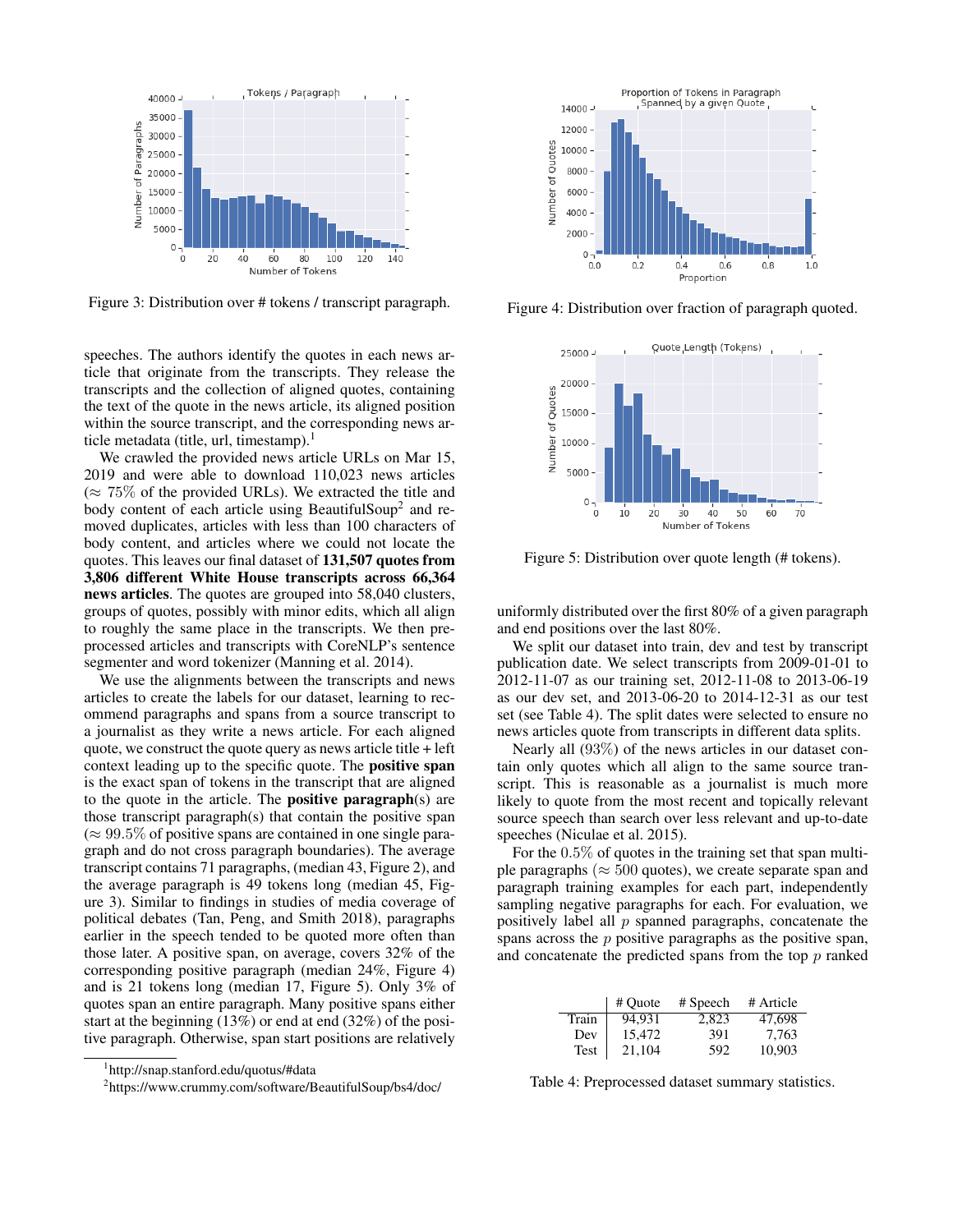Figure 3: Distribution over # tokens / transcript paragraph.

speeches. The authors identify the quotes in each news article that originate from the transcripts. They release the transcripts and the collection of aligned quotes, containing the text of the quote in the news article, its aligned position within the source transcript, and the corresponding news article metadata (title, url, timestamp).[1]

We crawled the provided news article URLs on Mar 15, 2019 and were able to download 110,023 news articles ($\approx 75\%$ of the provided URLs). We extracted the title and body content of each article using BeautifulSoup[2] and removed duplicates, articles with less than 100 characters of body content, and articles where we could not locate the quotes. This leaves our final dataset of **131,507 quotes from 3,806 different White House transcripts across 66,364 news articles**. The quotes are grouped into 58,040 clusters, groups of quotes, possibly with minor edits, which all align to roughly the same place in the transcripts. We then preprocessed articles and transcripts with CoreNLP's sentence segmenter and word tokenizer (Manning et al. 2014).

We use the alignments between the transcripts and news articles to create the labels for our dataset, learning to recommend paragraphs and spans from a source transcript to a journalist as they write a news article. For each aligned quote, we construct the quote query as news article title + left context leading up to the specific quote. The **positive span** is the exact span of tokens in the transcript that are aligned to the quote in the article. The **positive paragraph**(s) are those transcript paragraph(s) that contain the positive span ($\approx 99.5\%$ of positive spans are contained in one single paragraph and do not cross paragraph boundaries). The average transcript contains 71 paragraphs, (median 43, Figure 2), and the average paragraph is 49 tokens long (median 45, Figure 3). Similar to findings in studies of media coverage of political debates (Tan, Peng, and Smith 2018), paragraphs earlier in the speech tended to be quoted more often than those later. A positive span, on average, covers 32% of the corresponding positive paragraph (median 24%, Figure 4) and is 21 tokens long (median 17, Figure 5). Only 3% of quotes span an entire paragraph. Many positive spans either start at the beginning (13%) or end at end (32%) of the positive paragraph. Otherwise, span start positions are relatively uniformly distributed over the first 80% of a given paragraph and end positions over the last 80%.

Figure 4: Distribution over fraction of paragraph quoted.

Figure 5: Distribution over quote length (# tokens).

We split our dataset into train, dev and test by transcript publication date. We select transcripts from 2009-01-01 to 2012-11-07 as our training set, 2012-11-08 to 2013-06-19 as our dev set, and 2013-06-20 to 2014-12-31 as our test set (see Table 4). The split dates were selected to ensure no news articles quote from transcripts in different data splits.

Nearly all ($93\%$) of the news articles in our dataset contain only quotes which all align to the same source transcript. This is reasonable as a journalist is much more likely to quote from the most recent and topically relevant source speech than search over less relevant and up-to-date speeches (Niculae et al. 2015).

For the $0.5\%$ of quotes in the training set that span multiple paragraphs ($\approx 500$ quotes), we create separate span and paragraph training examples for each part, independently sampling negative paragraphs for each. For evaluation, we positively label all $p$ spanned paragraphs, concatenate the spans across the $p$ positive paragraphs as the positive span, and concatenate the predicted spans from the top $p$ ranked

| | # Quote | # Speech | # Article |
|---|---|---|---|
| Train | 94,931 | 2,823 | 47,698 |
| Dev | 15,472 | 391 | 7,763 |
| Test | 21,104 | 592 | 10,903 |

Table 4: Preprocessed dataset summary statistics.

[1] http://snap.stanford.edu/quotus/#data

[2] https://www.crummy.com/software/BeautifulSoup/bs4/doc/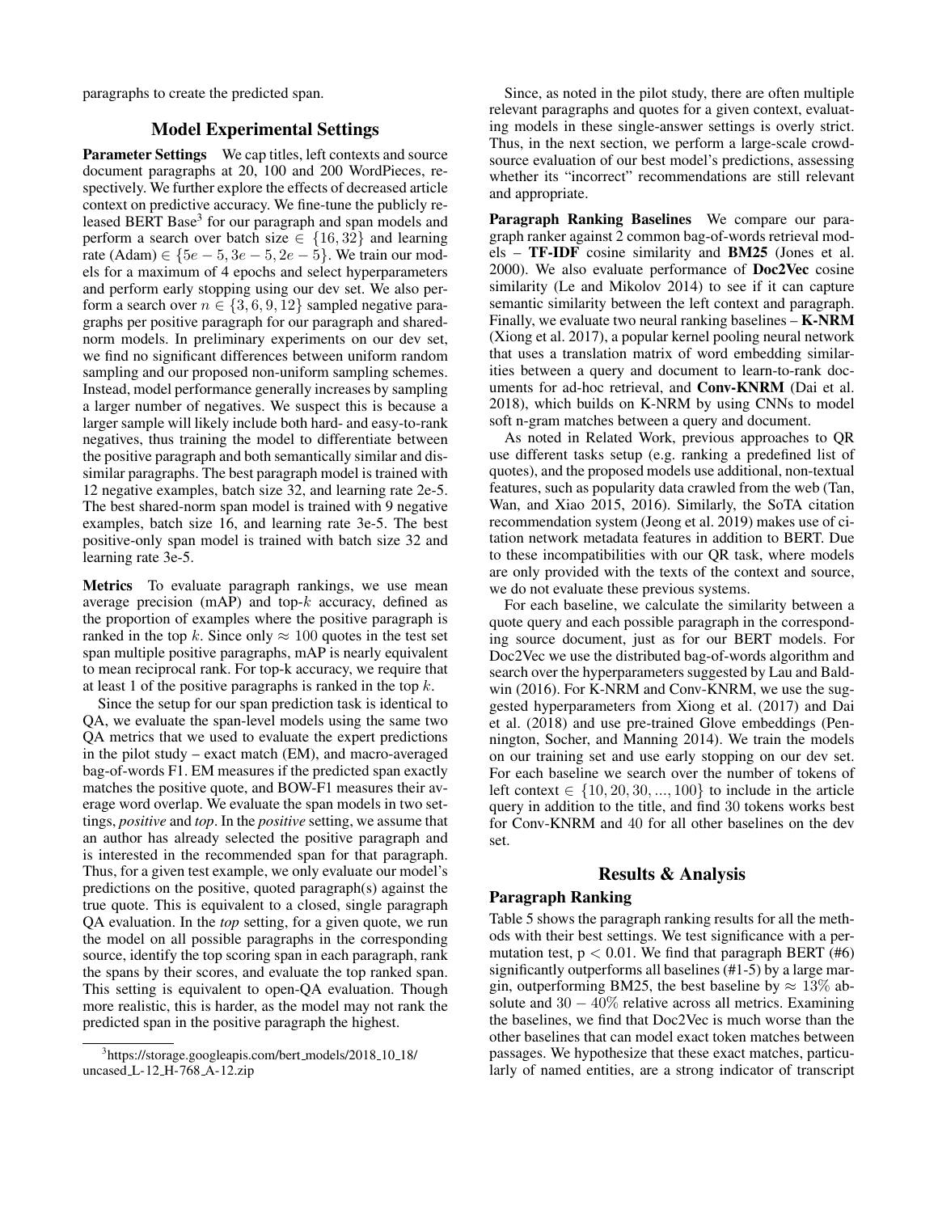paragraphs to create the predicted span.

## Model Experimental Settings

**Parameter Settings** We cap titles, left contexts and source document paragraphs at 20, 100 and 200 WordPieces, respectively. We further explore the effects of decreased article context on predictive accuracy. We fine-tune the publicly released BERT Base[3] for our paragraph and span models and perform a search over batch size $\in \{16, 32\}$ and learning rate (Adam) $\in \{5e-5, 3e-5, 2e-5\}$. We train our models for a maximum of 4 epochs and select hyperparameters and perform early stopping using our dev set. We also perform a search over $n \in \{3, 6, 9, 12\}$ sampled negative paragraphs per positive paragraph for our paragraph and shared-norm models. In preliminary experiments on our dev set, we find no significant differences between uniform random sampling and our proposed non-uniform sampling schemes. Instead, model performance generally increases by sampling a larger number of negatives. We suspect this is because a larger sample will likely include both hard- and easy-to-rank negatives, thus training the model to differentiate between the positive paragraph and both semantically similar and dissimilar paragraphs. The best paragraph model is trained with 12 negative examples, batch size 32, and learning rate 2e-5. The best shared-norm span model is trained with 9 negative examples, batch size 16, and learning rate 3e-5. The best positive-only span model is trained with batch size 32 and learning rate 3e-5.

**Metrics** To evaluate paragraph rankings, we use mean average precision (mAP) and top-$k$ accuracy, defined as the proportion of examples where the positive paragraph is ranked in the top $k$. Since only $\approx 100$ quotes in the test set span multiple positive paragraphs, mAP is nearly equivalent to mean reciprocal rank. For top-k accuracy, we require that at least 1 of the positive paragraphs is ranked in the top $k$.

Since the setup for our span prediction task is identical to QA, we evaluate the span-level models using the same two QA metrics that we used to evaluate the expert predictions in the pilot study – exact match (EM), and macro-averaged bag-of-words F1. EM measures if the predicted span exactly matches the positive quote, and BOW-F1 measures their average word overlap. We evaluate the span models in two settings, *positive* and *top*. In the *positive* setting, we assume that an author has already selected the positive paragraph and is interested in the recommended span for that paragraph. Thus, for a given test example, we only evaluate our model's predictions on the positive, quoted paragraph(s) against the true quote. This is equivalent to a closed, single paragraph QA evaluation. In the *top* setting, for a given quote, we run the model on all possible paragraphs in the corresponding source, identify the top scoring span in each paragraph, rank the spans by their scores, and evaluate the top ranked span. This setting is equivalent to open-QA evaluation. Though more realistic, this is harder, as the model may not rank the predicted span in the positive paragraph the highest.

Since, as noted in the pilot study, there are often multiple relevant paragraphs and quotes for a given context, evaluating models in these single-answer settings is overly strict. Thus, in the next section, we perform a large-scale crowdsource evaluation of our best model's predictions, assessing whether its "incorrect" recommendations are still relevant and appropriate.

**Paragraph Ranking Baselines** We compare our paragraph ranker against 2 common bag-of-words retrieval models – **TF-IDF** cosine similarity and **BM25** (Jones et al. 2000). We also evaluate performance of **Doc2Vec** cosine similarity (Le and Mikolov 2014) to see if it can capture semantic similarity between the left context and paragraph. Finally, we evaluate two neural ranking baselines – **K-NRM** (Xiong et al. 2017), a popular kernel pooling neural network that uses a translation matrix of word embedding similarities between a query and document to learn-to-rank documents for ad-hoc retrieval, and **Conv-KNRM** (Dai et al. 2018), which builds on K-NRM by using CNNs to model soft n-gram matches between a query and document.

As noted in Related Work, previous approaches to QR use different tasks setup (e.g. ranking a predefined list of quotes), and the proposed models use additional, non-textual features, such as popularity data crawled from the web (Tan, Wan, and Xiao 2015, 2016). Similarly, the SoTA citation recommendation system (Jeong et al. 2019) makes use of citation network metadata features in addition to BERT. Due to these incompatibilities with our QR task, where models are only provided with the texts of the context and source, we do not evaluate these previous systems.

For each baseline, we calculate the similarity between a quote query and each possible paragraph in the corresponding source document, just as for our BERT models. For Doc2Vec we use the distributed bag-of-words algorithm and search over the hyperparameters suggested by Lau and Baldwin (2016). For K-NRM and Conv-KNRM, we use the suggested hyperparameters from Xiong et al. (2017) and Dai et al. (2018) and use pre-trained Glove embeddings (Pennington, Socher, and Manning 2014). We train the models on our training set and use early stopping on our dev set. For each baseline we search over the number of tokens of left context $\in \{10, 20, 30, ..., 100\}$ to include in the article query in addition to the title, and find 30 tokens works best for Conv-KNRM and 40 for all other baselines on the dev set.

## Results & Analysis

### Paragraph Ranking

Table 5 shows the paragraph ranking results for all the methods with their best settings. We test significance with a permutation test, $p < 0.01$. We find that paragraph BERT (#6) significantly outperforms all baselines (#1-5) by a large margin, outperforming BM25, the best baseline by $\approx 13\%$ absolute and $30 - 40\%$ relative across all metrics. Examining the baselines, we find that Doc2Vec is much worse than the other baselines that can model exact token matches between passages. We hypothesize that these exact matches, particularly of named entities, are a strong indicator of transcript

[3]https://storage.googleapis.com/bert_models/2018_10_18/uncased_L-12_H-768_A-12.zip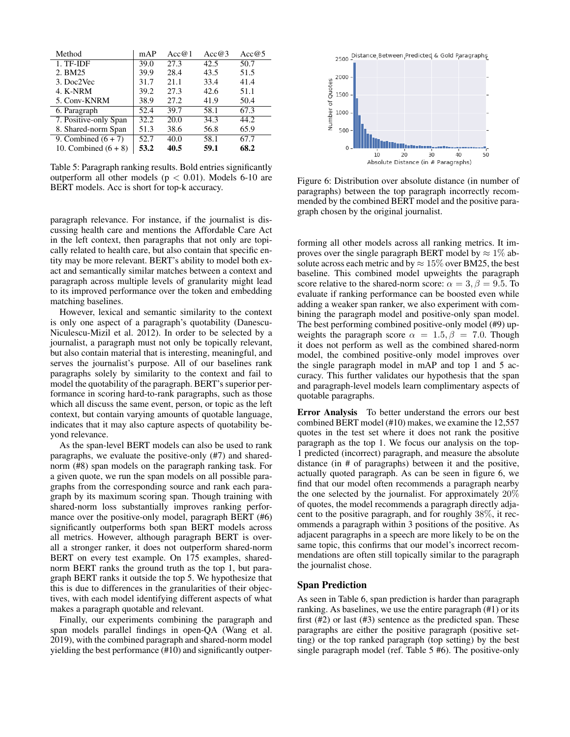| Method | mAP | Acc@1 | Acc@3 | Acc@5 |
|---|---|---|---|---|
| 1. TF-IDF | 39.0 | 27.3 | 42.5 | 50.7 |
| 2. BM25 | 39.9 | 28.4 | 43.5 | 51.5 |
| 3. Doc2Vec | 31.7 | 21.1 | 33.4 | 41.4 |
| 4. K-NRM | 39.2 | 27.3 | 42.6 | 51.1 |
| 5. Conv-KNRM | 38.9 | 27.2 | 41.9 | 50.4 |
| 6. Paragraph | 52.4 | 39.7 | 58.1 | 67.3 |
| 7. Positive-only Span | 32.2 | 20.0 | 34.3 | 44.2 |
| 8. Shared-norm Span | 51.3 | 38.6 | 56.8 | 65.9 |
| 9. Combined (6 + 7) | 52.7 | 40.0 | 58.1 | 67.7 |
| 10. Combined (6 + 8) | **53.2** | **40.5** | **59.1** | **68.2** |

Table 5: Paragraph ranking results. Bold entries significantly outperform all other models ($p < 0.01$). Models 6-10 are BERT models. Acc is short for top-k accuracy.

paragraph relevance. For instance, if the journalist is discussing health care and mentions the Affordable Care Act in the left context, then paragraphs that not only are topically related to health care, but also contain that specific entity may be more relevant. BERT's ability to model both exact and semantically similar matches between a context and paragraph across multiple levels of granularity might lead to its improved performance over the token and embedding matching baselines.

However, lexical and semantic similarity to the context is only one aspect of a paragraph's quotability (Danescu-Niculescu-Mizil et al. 2012). In order to be selected by a journalist, a paragraph must not only be topically relevant, but also contain material that is interesting, meaningful, and serves the journalist's purpose. All of our baselines rank paragraphs solely by similarity to the context and fail to model the quotability of the paragraph. BERT's superior performance in scoring hard-to-rank paragraphs, such as those which all discuss the same event, person, or topic as the left context, but contain varying amounts of quotable language, indicates that it may also capture aspects of quotability beyond relevance.

As the span-level BERT models can also be used to rank paragraphs, we evaluate the positive-only (#7) and shared-norm (#8) span models on the paragraph ranking task. For a given quote, we run the span models on all possible paragraphs from the corresponding source and rank each paragraph by its maximum scoring span. Though training with shared-norm loss substantially improves ranking performance over the positive-only model, paragraph BERT (#6) significantly outperforms both span BERT models across all metrics. However, although paragraph BERT is overall a stronger ranker, it does not outperform shared-norm BERT on every test example. On 175 examples, shared-norm BERT ranks the ground truth as the top 1, but paragraph BERT ranks it outside the top 5. We hypothesize that this is due to differences in the granularities of their objectives, with each model identifying different aspects of what makes a paragraph quotable and relevant.

Finally, our experiments combining the paragraph and span models parallel findings in open-QA (Wang et al. 2019), with the combined paragraph and shared-norm model yielding the best performance (#10) and significantly outperforming all other models across all ranking metrics. It improves over the single paragraph BERT model by $\approx 1\%$ absolute across each metric and by $\approx 15\%$ over BM25, the best baseline. This combined model upweights the paragraph score relative to the shared-norm score: $\alpha = 3, \beta = 9.5$. To evaluate if ranking performance can be boosted even while adding a weaker span ranker, we also experiment with combining the paragraph model and positive-only span model. The best performing combined positive-only model (#9) upweights the paragraph score $\alpha = 1.5, \beta = 7.0$. Though it does not perform as well as the combined shared-norm model, the combined positive-only model improves over the single paragraph model in mAP and top 1 and 5 accuracy. This further validates our hypothesis that the span and paragraph-level models learn complimentary aspects of quotable paragraphs.

Figure 6: Distribution over absolute distance (in number of paragraphs) between the top paragraph incorrectly recommended by the combined BERT model and the positive paragraph chosen by the original journalist.

**Error Analysis** To better understand the errors our best combined BERT model (#10) makes, we examine the 12,557 quotes in the test set where it does not rank the positive paragraph as the top 1. We focus our analysis on the top-1 predicted (incorrect) paragraph, and measure the absolute distance (in # of paragraphs) between it and the positive, actually quoted paragraph. As can be seen in figure 6, we find that our model often recommends a paragraph nearby the one selected by the journalist. For approximately $20\%$ of quotes, the model recommends a paragraph directly adjacent to the positive paragraph, and for roughly $38\%$, it recommends a paragraph within 3 positions of the positive. As adjacent paragraphs in a speech are more likely to be on the same topic, this confirms that our model's incorrect recommendations are often still topically similar to the paragraph the journalist chose.

## Span Prediction

As seen in Table 6, span prediction is harder than paragraph ranking. As baselines, we use the entire paragraph (#1) or its first (#2) or last (#3) sentence as the predicted span. These paragraphs are either the positive paragraph (positive setting) or the top ranked paragraph (top setting) by the best single paragraph model (ref. Table 5 #6). The positive-only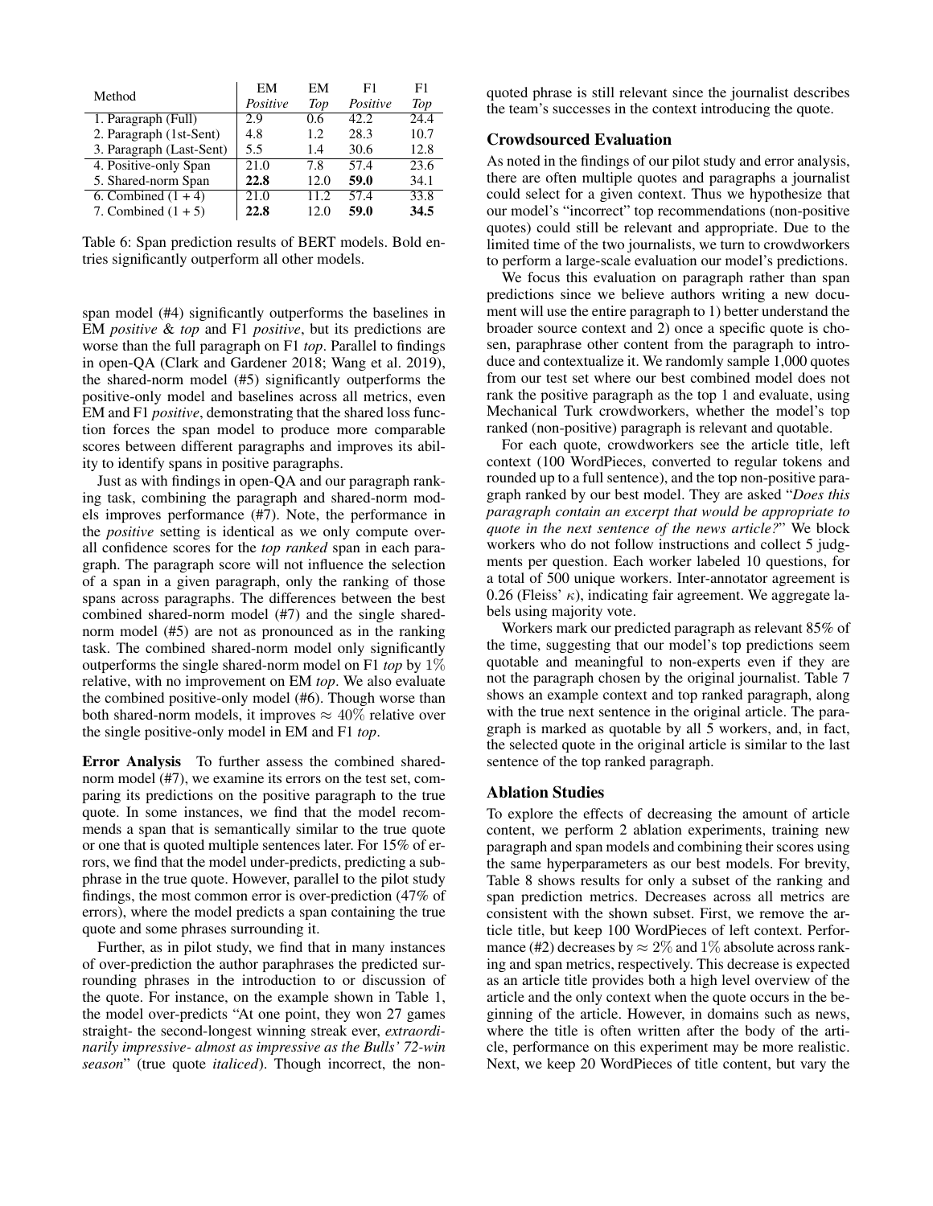| Method | EM *Positive* | EM *Top* | F1 *Positive* | F1 *Top* |
|---|---|---|---|---|
| 1. Paragraph (Full) | 2.9 | 0.6 | 42.2 | 24.4 |
| 2. Paragraph (1st-Sent) | 4.8 | 1.2 | 28.3 | 10.7 |
| 3. Paragraph (Last-Sent) | 5.5 | 1.4 | 30.6 | 12.8 |
| 4. Positive-only Span | 21.0 | 7.8 | 57.4 | 23.6 |
| 5. Shared-norm Span | **22.8** | 12.0 | **59.0** | 34.1 |
| 6. Combined (1 + 4) | 21.0 | 11.2 | 57.4 | 33.8 |
| 7. Combined (1 + 5) | **22.8** | 12.0 | **59.0** | **34.5** |

Table 6: Span prediction results of BERT models. Bold entries significantly outperform all other models.

span model (#4) significantly outperforms the baselines in EM *positive* & *top* and F1 *positive*, but its predictions are worse than the full paragraph on F1 *top*. Parallel to findings in open-QA (Clark and Gardener 2018; Wang et al. 2019), the shared-norm model (#5) significantly outperforms the positive-only model and baselines across all metrics, even EM and F1 *positive*, demonstrating that the shared loss function forces the span model to produce more comparable scores between different paragraphs and improves its ability to identify spans in positive paragraphs.

Just as with findings in open-QA and our paragraph ranking task, combining the paragraph and shared-norm models improves performance (#7). Note, the performance in the *positive* setting is identical as we only compute overall confidence scores for the *top ranked* span in each paragraph. The paragraph score will not influence the selection of a span in a given paragraph, only the ranking of those spans across paragraphs. The differences between the best combined shared-norm model (#7) and the single shared-norm model (#5) are not as pronounced as in the ranking task. The combined shared-norm model only significantly outperforms the single shared-norm model on F1 *top* by $1\%$ relative, with no improvement on EM *top*. We also evaluate the combined positive-only model (#6). Though worse than both shared-norm models, it improves $\approx 40\%$ relative over the single positive-only model in EM and F1 *top*.

**Error Analysis** To further assess the combined shared-norm model (#7), we examine its errors on the test set, comparing its predictions on the positive paragraph to the true quote. In some instances, we find that the model recommends a span that is semantically similar to the true quote or one that is quoted multiple sentences later. For 15% of errors, we find that the model under-predicts, predicting a subphrase in the true quote. However, parallel to the pilot study findings, the most common error is over-prediction (47% of errors), where the model predicts a span containing the true quote and some phrases surrounding it.

Further, as in pilot study, we find that in many instances of over-prediction the author paraphrases the predicted surrounding phrases in the introduction to or discussion of the quote. For instance, on the example shown in Table 1, the model over-predicts "At one point, they won 27 games straight- the second-longest winning streak ever, *extraordinarily impressive- almost as impressive as the Bulls' 72-win season*" (true quote *italiced*). Though incorrect, the non-quoted phrase is still relevant since the journalist describes the team's successes in the context introducing the quote.

## Crowdsourced Evaluation

As noted in the findings of our pilot study and error analysis, there are often multiple quotes and paragraphs a journalist could select for a given context. Thus we hypothesize that our model's "incorrect" top recommendations (non-positive quotes) could still be relevant and appropriate. Due to the limited time of the two journalists, we turn to crowdworkers to perform a large-scale evaluation our model's predictions.

We focus this evaluation on paragraph rather than span predictions since we believe authors writing a new document will use the entire paragraph to 1) better understand the broader source context and 2) once a specific quote is chosen, paraphrase other content from the paragraph to introduce and contextualize it. We randomly sample 1,000 quotes from our test set where our best combined model does not rank the positive paragraph as the top 1 and evaluate, using Mechanical Turk crowdworkers, whether the model's top ranked (non-positive) paragraph is relevant and quotable.

For each quote, crowdworkers see the article title, left context (100 WordPieces, converted to regular tokens and rounded up to a full sentence), and the top non-positive paragraph ranked by our best model. They are asked "*Does this paragraph contain an excerpt that would be appropriate to quote in the next sentence of the news article?*" We block workers who do not follow instructions and collect 5 judgments per question. Each worker labeled 10 questions, for a total of 500 unique workers. Inter-annotator agreement is 0.26 (Fleiss' $\kappa$), indicating fair agreement. We aggregate labels using majority vote.

Workers mark our predicted paragraph as relevant 85% of the time, suggesting that our model's top predictions seem quotable and meaningful to non-experts even if they are not the paragraph chosen by the original journalist. Table 7 shows an example context and top ranked paragraph, along with the true next sentence in the original article. The paragraph is marked as quotable by all 5 workers, and, in fact, the selected quote in the original article is similar to the last sentence of the top ranked paragraph.

## Ablation Studies

To explore the effects of decreasing the amount of article content, we perform 2 ablation experiments, training new paragraph and span models and combining their scores using the same hyperparameters as our best models. For brevity, Table 8 shows results for only a subset of the ranking and span prediction metrics. Decreases across all metrics are consistent with the shown subset. First, we remove the article title, but keep 100 WordPieces of left context. Performance (#2) decreases by $\approx 2\%$ and $1\%$ absolute across ranking and span metrics, respectively. This decrease is expected as an article title provides both a high level overview of the article and the only context when the quote occurs in the beginning of the article. However, in domains such as news, where the title is often written after the body of the article, performance on this experiment may be more realistic. Next, we keep 20 WordPieces of title content, but vary the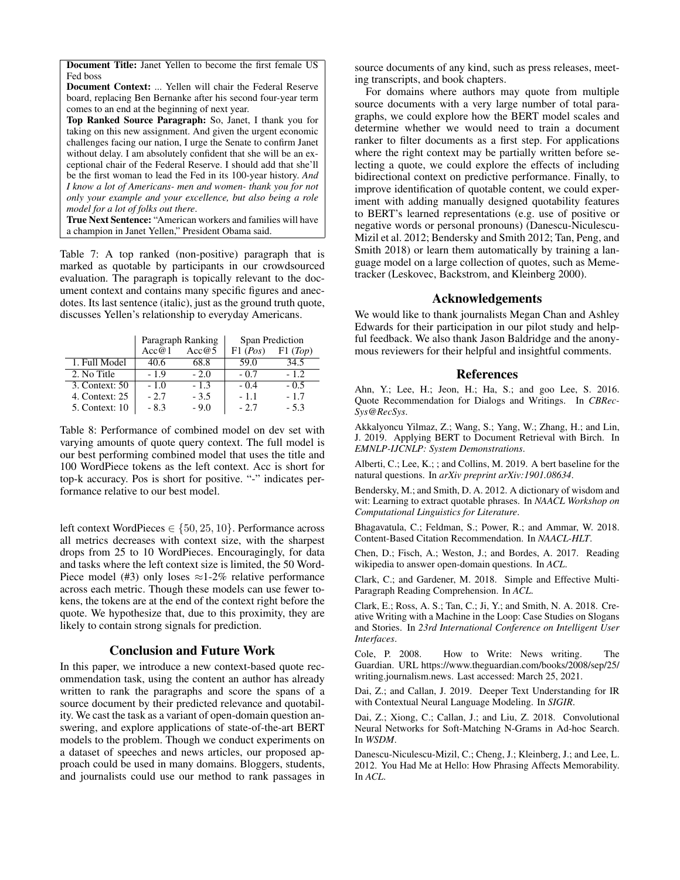**Document Title:** Janet Yellen to become the first female US Fed boss

**Document Context:** ... Yellen will chair the Federal Reserve board, replacing Ben Bernanke after his second four-year term comes to an end at the beginning of next year.

**Top Ranked Source Paragraph:** So, Janet, I thank you for taking on this new assignment. And given the urgent economic challenges facing our nation, I urge the Senate to confirm Janet without delay. I am absolutely confident that she will be an exceptional chair of the Federal Reserve. I should add that she'll be the first woman to lead the Fed in its 100-year history. *And I know a lot of Americans- men and women- thank you for not only your example and your excellence, but also being a role model for a lot of folks out there*.

**True Next Sentence:** "American workers and families will have a champion in Janet Yellen," President Obama said.

Table 7: A top ranked (non-positive) paragraph that is marked as quotable by participants in our crowdsourced evaluation. The paragraph is topically relevant to the document context and contains many specific figures and anecdotes. Its last sentence (italic), just as the ground truth quote, discusses Yellen's relationship to everyday Americans.

| | Paragraph Ranking | | Span Prediction | |
|---|---|---|---|---|
| | Acc@1 | Acc@5 | F1 (*Pos*) | F1 (*Top*) |
| 1. Full Model | 40.6 | 68.8 | 59.0 | 34.5 |
| 2. No Title | - 1.9 | - 2.0 | - 0.7 | - 1.2 |
| 3. Context: 50 | - 1.0 | - 1.3 | - 0.4 | - 0.5 |
| 4. Context: 25 | - 2.7 | - 3.5 | - 1.1 | - 1.7 |
| 5. Context: 10 | - 8.3 | - 9.0 | - 2.7 | - 5.3 |

Table 8: Performance of combined model on dev set with varying amounts of quote query context. The full model is our best performing combined model that uses the title and 100 WordPiece tokens as the left context. Acc is short for top-k accuracy. Pos is short for positive. "-" indicates performance relative to our best model.

left context WordPieces $\in \{50, 25, 10\}$. Performance across all metrics decreases with context size, with the sharpest drops from 25 to 10 WordPieces. Encouragingly, for data and tasks where the left context size is limited, the 50 WordPiece model (#3) only loses $\approx$1-2% relative performance across each metric. Though these models can use fewer tokens, the tokens are at the end of the context right before the quote. We hypothesize that, due to this proximity, they are likely to contain strong signals for prediction.

## Conclusion and Future Work

In this paper, we introduce a new context-based quote recommendation task, using the content an author has already written to rank the paragraphs and score the spans of a source document by their predicted relevance and quotability. We cast the task as a variant of open-domain question answering, and explore applications of state-of-the-art BERT models to the problem. Though we conduct experiments on a dataset of speeches and news articles, our proposed approach could be used in many domains. Bloggers, students, and journalists could use our method to rank passages in source documents of any kind, such as press releases, meeting transcripts, and book chapters.

For domains where authors may quote from multiple source documents with a very large number of total paragraphs, we could explore how the BERT model scales and determine whether we would need to train a document ranker to filter documents as a first step. For applications where the right context may be partially written before selecting a quote, we could explore the effects of including bidirectional context on predictive performance. Finally, to improve identification of quotable content, we could experiment with adding manually designed quotability features to BERT's learned representations (e.g. use of positive or negative words or personal pronouns) (Danescu-Niculescu-Mizil et al. 2012; Bendersky and Smith 2012; Tan, Peng, and Smith 2018) or learn them automatically by training a language model on a large collection of quotes, such as Memetracker (Leskovec, Backstrom, and Kleinberg 2000).

## Acknowledgements

We would like to thank journalists Megan Chan and Ashley Edwards for their participation in our pilot study and helpful feedback. We also thank Jason Baldridge and the anonymous reviewers for their helpful and insightful comments.

## References

Ahn, Y.; Lee, H.; Jeon, H.; Ha, S.; and goo Lee, S. 2016. Quote Recommendation for Dialogs and Writings. In *CBRecSys@RecSys*.

Akkalyoncu Yilmaz, Z.; Wang, S.; Yang, W.; Zhang, H.; and Lin, J. 2019. Applying BERT to Document Retrieval with Birch. In *EMNLP-IJCNLP: System Demonstrations*.

Alberti, C.; Lee, K.; ; and Collins, M. 2019. A bert baseline for the natural questions. In *arXiv preprint arXiv:1901.08634*.

Bendersky, M.; and Smith, D. A. 2012. A dictionary of wisdom and wit: Learning to extract quotable phrases. In *NAACL Workshop on Computational Linguistics for Literature*.

Bhagavatula, C.; Feldman, S.; Power, R.; and Ammar, W. 2018. Content-Based Citation Recommendation. In *NAACL-HLT*.

Chen, D.; Fisch, A.; Weston, J.; and Bordes, A. 2017. Reading wikipedia to answer open-domain questions. In *ACL*.

Clark, C.; and Gardener, M. 2018. Simple and Effective Multi-Paragraph Reading Comprehension. In *ACL*.

Clark, E.; Ross, A. S.; Tan, C.; Ji, Y.; and Smith, N. A. 2018. Creative Writing with a Machine in the Loop: Case Studies on Slogans and Stories. In *23rd International Conference on Intelligent User Interfaces*.

Cole, P. 2008. How to Write: News writing. The Guardian. URL https://www.theguardian.com/books/2008/sep/25/writing.journalism.news. Last accessed: March 25, 2021.

Dai, Z.; and Callan, J. 2019. Deeper Text Understanding for IR with Contextual Neural Language Modeling. In *SIGIR*.

Dai, Z.; Xiong, C.; Callan, J.; and Liu, Z. 2018. Convolutional Neural Networks for Soft-Matching N-Grams in Ad-hoc Search. In *WSDM*.

Danescu-Niculescu-Mizil, C.; Cheng, J.; Kleinberg, J.; and Lee, L. 2012. You Had Me at Hello: How Phrasing Affects Memorability. In *ACL*.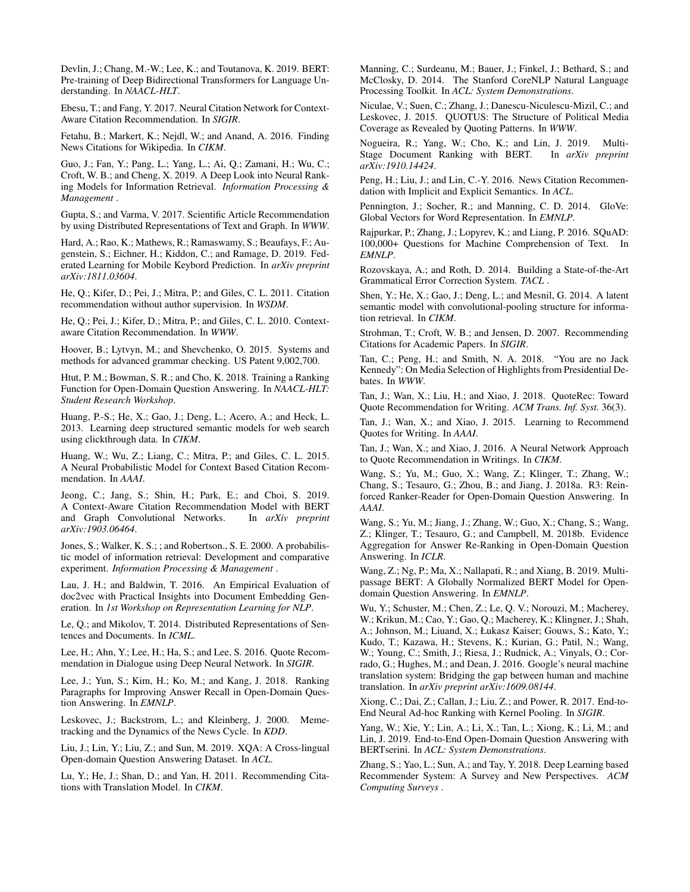Devlin, J.; Chang, M.-W.; Lee, K.; and Toutanova, K. 2019. BERT: Pre-training of Deep Bidirectional Transformers for Language Understanding. In *NAACL-HLT*.

Ebesu, T.; and Fang, Y. 2017. Neural Citation Network for Context-Aware Citation Recommendation. In *SIGIR*.

Fetahu, B.; Markert, K.; Nejdl, W.; and Anand, A. 2016. Finding News Citations for Wikipedia. In *CIKM*.

Guo, J.; Fan, Y.; Pang, L.; Yang, L.; Ai, Q.; Zamani, H.; Wu, C.; Croft, W. B.; and Cheng, X. 2019. A Deep Look into Neural Ranking Models for Information Retrieval. *Information Processing & Management* .

Gupta, S.; and Varma, V. 2017. Scientific Article Recommendation by using Distributed Representations of Text and Graph. In *WWW*.

Hard, A.; Rao, K.; Mathews, R.; Ramaswamy, S.; Beaufays, F.; Augenstein, S.; Eichner, H.; Kiddon, C.; and Ramage, D. 2019. Federated Learning for Mobile Keybord Prediction. In *arXiv preprint arXiv:1811.03604*.

He, Q.; Kifer, D.; Pei, J.; Mitra, P.; and Giles, C. L. 2011. Citation recommendation without author supervision. In *WSDM*.

He, Q.; Pei, J.; Kifer, D.; Mitra, P.; and Giles, C. L. 2010. Context-aware Citation Recommendation. In *WWW*.

Hoover, B.; Lytvyn, M.; and Shevchenko, O. 2015. Systems and methods for advanced grammar checking. US Patent 9,002,700.

Htut, P. M.; Bowman, S. R.; and Cho, K. 2018. Training a Ranking Function for Open-Domain Question Answering. In *NAACL-HLT: Student Research Workshop*.

Huang, P.-S.; He, X.; Gao, J.; Deng, L.; Acero, A.; and Heck, L. 2013. Learning deep structured semantic models for web search using clickthrough data. In *CIKM*.

Huang, W.; Wu, Z.; Liang, C.; Mitra, P.; and Giles, C. L. 2015. A Neural Probabilistic Model for Context Based Citation Recommendation. In *AAAI*.

Jeong, C.; Jang, S.; Shin, H.; Park, E.; and Choi, S. 2019. A Context-Aware Citation Recommendation Model with BERT and Graph Convolutional Networks. In *arXiv preprint arXiv:1903.06464*.

Jones, S.; Walker, K. S.; ; and Robertson., S. E. 2000. A probabilistic model of information retrieval: Development and comparative experiment. *Information Processing & Management* .

Lau, J. H.; and Baldwin, T. 2016. An Empirical Evaluation of doc2vec with Practical Insights into Document Embedding Generation. In *1st Workshop on Representation Learning for NLP*.

Le, Q.; and Mikolov, T. 2014. Distributed Representations of Sentences and Documents. In *ICML*.

Lee, H.; Ahn, Y.; Lee, H.; Ha, S.; and Lee, S. 2016. Quote Recommendation in Dialogue using Deep Neural Network. In *SIGIR*.

Lee, J.; Yun, S.; Kim, H.; Ko, M.; and Kang, J. 2018. Ranking Paragraphs for Improving Answer Recall in Open-Domain Question Answering. In *EMNLP*.

Leskovec, J.; Backstrom, L.; and Kleinberg, J. 2000. Meme-tracking and the Dynamics of the News Cycle. In *KDD*.

Liu, J.; Lin, Y.; Liu, Z.; and Sun, M. 2019. XQA: A Cross-lingual Open-domain Question Answering Dataset. In *ACL*.

Lu, Y.; He, J.; Shan, D.; and Yan, H. 2011. Recommending Citations with Translation Model. In *CIKM*.

Manning, C.; Surdeanu, M.; Bauer, J.; Finkel, J.; Bethard, S.; and McClosky, D. 2014. The Stanford CoreNLP Natural Language Processing Toolkit. In *ACL: System Demonstrations*.

Niculae, V.; Suen, C.; Zhang, J.; Danescu-Niculescu-Mizil, C.; and Leskovec, J. 2015. QUOTUS: The Structure of Political Media Coverage as Revealed by Quoting Patterns. In *WWW*.

Nogueira, R.; Yang, W.; Cho, K.; and Lin, J. 2019. Multi-Stage Document Ranking with BERT. In *arXiv preprint arXiv:1910.14424*.

Peng, H.; Liu, J.; and Lin, C.-Y. 2016. News Citation Recommendation with Implicit and Explicit Semantics. In *ACL*.

Pennington, J.; Socher, R.; and Manning, C. D. 2014. GloVe: Global Vectors for Word Representation. In *EMNLP*.

Rajpurkar, P.; Zhang, J.; Lopyrev, K.; and Liang, P. 2016. SQuAD: 100,000+ Questions for Machine Comprehension of Text. In *EMNLP*.

Rozovskaya, A.; and Roth, D. 2014. Building a State-of-the-Art Grammatical Error Correction System. *TACL* .

Shen, Y.; He, X.; Gao, J.; Deng, L.; and Mesnil, G. 2014. A latent semantic model with convolutional-pooling structure for information retrieval. In *CIKM*.

Strohman, T.; Croft, W. B.; and Jensen, D. 2007. Recommending Citations for Academic Papers. In *SIGIR*.

Tan, C.; Peng, H.; and Smith, N. A. 2018. "You are no Jack Kennedy": On Media Selection of Highlights from Presidential Debates. In *WWW*.

Tan, J.; Wan, X.; Liu, H.; and Xiao, J. 2018. QuoteRec: Toward Quote Recommendation for Writing. *ACM Trans. Inf. Syst.* 36(3).

Tan, J.; Wan, X.; and Xiao, J. 2015. Learning to Recommend Quotes for Writing. In *AAAI*.

Tan, J.; Wan, X.; and Xiao, J. 2016. A Neural Network Approach to Quote Recommendation in Writings. In *CIKM*.

Wang, S.; Yu, M.; Guo, X.; Wang, Z.; Klinger, T.; Zhang, W.; Chang, S.; Tesauro, G.; Zhou, B.; and Jiang, J. 2018a. R3: Reinforced Ranker-Reader for Open-Domain Question Answering. In *AAAI*.

Wang, S.; Yu, M.; Jiang, J.; Zhang, W.; Guo, X.; Chang, S.; Wang, Z.; Klinger, T.; Tesauro, G.; and Campbell, M. 2018b. Evidence Aggregation for Answer Re-Ranking in Open-Domain Question Answering. In *ICLR*.

Wang, Z.; Ng, P.; Ma, X.; Nallapati, R.; and Xiang, B. 2019. Multi-passage BERT: A Globally Normalized BERT Model for Open-domain Question Answering. In *EMNLP*.

Wu, Y.; Schuster, M.; Chen, Z.; Le, Q. V.; Norouzi, M.; Macherey, W.; Krikun, M.; Cao, Y.; Gao, Q.; Macherey, K.; Klingner, J.; Shah, A.; Johnson, M.; Liuand, X.; Łukasz Kaiser; Gouws, S.; Kato, Y.; Kudo, T.; Kazawa, H.; Stevens, K.; Kurian, G.; Patil, N.; Wang, W.; Young, C.; Smith, J.; Riesa, J.; Rudnick, A.; Vinyals, O.; Corrado, G.; Hughes, M.; and Dean, J. 2016. Google's neural machine translation system: Bridging the gap between human and machine translation. In *arXiv preprint arXiv:1609.08144*.

Xiong, C.; Dai, Z.; Callan, J.; Liu, Z.; and Power, R. 2017. End-to-End Neural Ad-hoc Ranking with Kernel Pooling. In *SIGIR*.

Yang, W.; Xie, Y.; Lin, A.; Li, X.; Tan, L.; Xiong, K.; Li, M.; and Lin, J. 2019. End-to-End Open-Domain Question Answering with BERTserini. In *ACL: System Demonstrations*.

Zhang, S.; Yao, L.; Sun, A.; and Tay, Y. 2018. Deep Learning based Recommender System: A Survey and New Perspectives. *ACM Computing Surveys* .